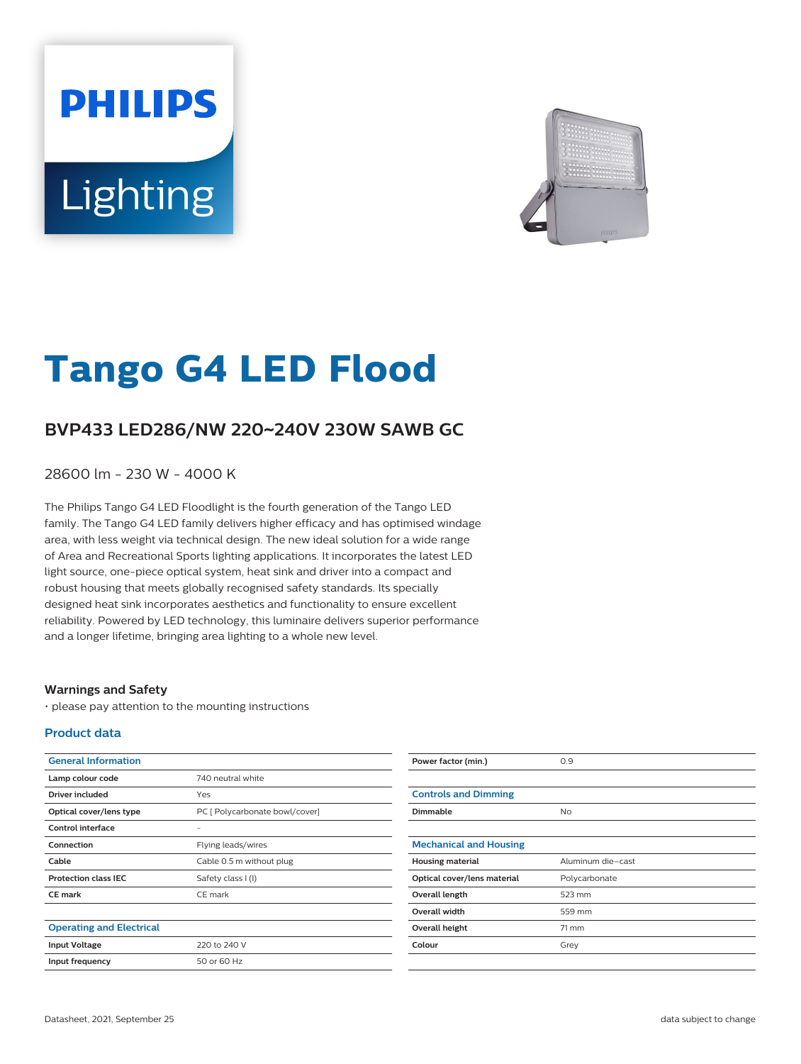# Tango G4 LED Flood

## BVP433 LED286/NW 220~240V 230W SAWB GC

28600 lm - 230 W - 4000 K

The Philips Tango G4 LED Floodlight is the fourth generation of the Tango LED family. The Tango G4 LED family delivers higher efficacy and has optimised windage area, with less weight via technical design. The new ideal solution for a wide range of Area and Recreational Sports lighting applications. It incorporates the latest LED light source, one-piece optical system, heat sink and driver into a compact and robust housing that meets globally recognised safety standards. Its specially designed heat sink incorporates aesthetics and functionality to ensure excellent reliability. Powered by LED technology, this luminaire delivers superior performance and a longer lifetime, bringing area lighting to a whole new level.

### Warnings and Safety

- please pay attention to the mounting instructions

### Product data

| General Information | |
|---|---|
| Lamp colour code | 740 neutral white |
| Driver included | Yes |
| Optical cover/lens type | PC [ Polycarbonate bowl/cover] |
| Control interface | - |
| Connection | Flying leads/wires |
| Cable | Cable 0.5 m without plug |
| Protection class IEC | Safety class I (I) |
| CE mark | CE mark |

| Operating and Electrical | |
|---|---|
| Input Voltage | 220 to 240 V |
| Input frequency | 50 or 60 Hz |
| Power factor (min.) | 0.9 |

| Controls and Dimming | |
|---|---|
| Dimmable | No |

| Mechanical and Housing | |
|---|---|
| Housing material | Aluminum die-cast |
| Optical cover/lens material | Polycarbonate |
| Overall length | 523 mm |
| Overall width | 559 mm |
| Overall height | 71 mm |
| Colour | Grey |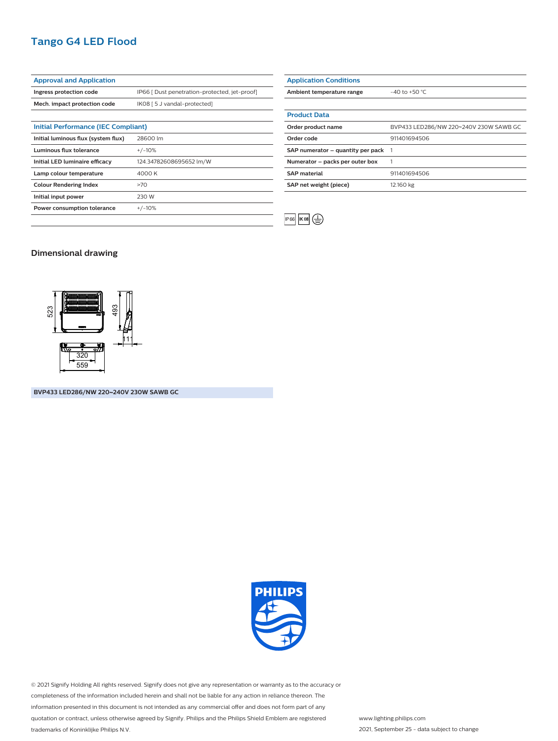# Tango G4 LED Flood

| Approval and Application | |
|---|---|
| Ingress protection code | IP66 [ Dust penetration-protected, jet-proof] |
| Mech. impact protection code | IK08 [ 5 J vandal-protected] |

| Initial Performance (IEC Compliant) | |
|---|---|
| Initial luminous flux (system flux) | 28600 lm |
| Luminous flux tolerance | +/-10% |
| Initial LED luminaire efficacy | 124.34782608695652 lm/W |
| Lamp colour temperature | 4000 K |
| Colour Rendering Index | >70 |
| Initial input power | 230 W |
| Power consumption tolerance | +/-10% |

| Application Conditions | |
|---|---|
| Ambient temperature range | -40 to +50 °C |

| Product Data | |
|---|---|
| Order product name | BVP433 LED286/NW 220~240V 230W SAWB GC |
| Order code | 911401694506 |
| SAP numerator – quantity per pack | 1 |
| Numerator – packs per outer box | 1 |
| SAP material | 911401694506 |
| SAP net weight (piece) | 12.160 kg |

IP66 IK08

## Dimensional drawing

523
493
111
320
559

**BVP433 LED286/NW 220~240V 230W SAWB GC**

PHILIPS

© 2021 Signify Holding All rights reserved. Signify does not give any representation or warranty as to the accuracy or completeness of the information included herein and shall not be liable for any action in reliance thereon. The information presented in this document is not intended as any commercial offer and does not form part of any quotation or contract, unless otherwise agreed by Signify. Philips and the Philips Shield Emblem are registered trademarks of Koninklijke Philips N.V.

www.lighting.philips.com

2021, September 25 - data subject to change